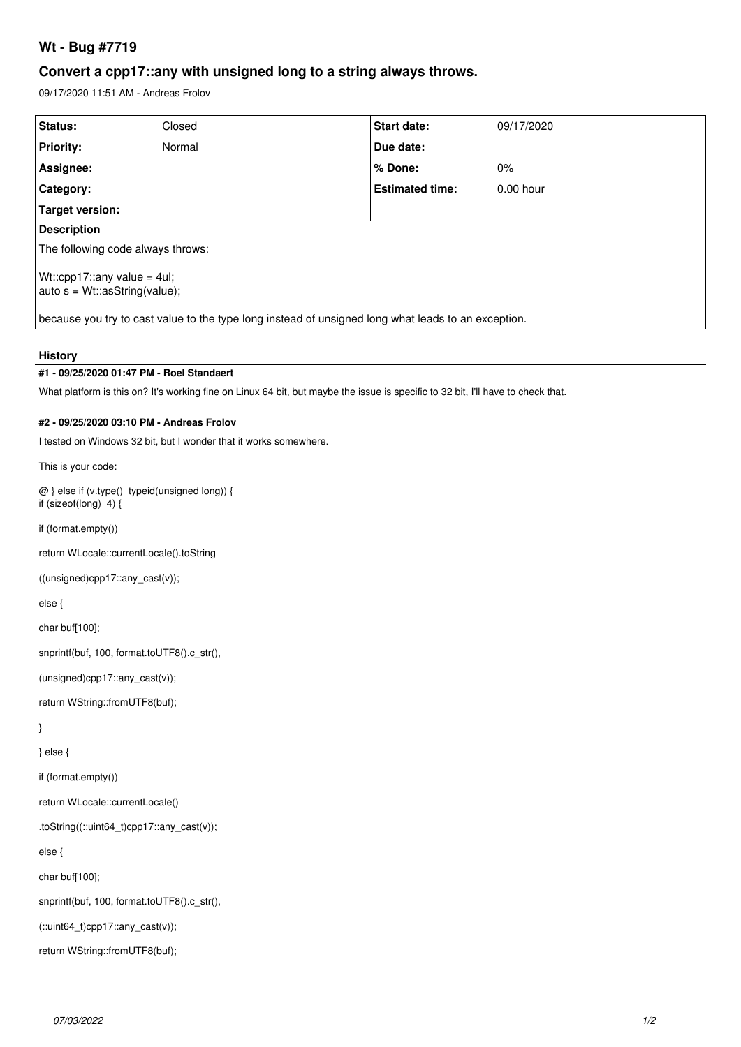# Wt - Bug #7719

## Convert a cpp17::any with unsigned long to a string always throws.

09/17/2020 11:51 AM - Andreas Frolov

| Status: | Closed | Start date: | 09/17/2020 |
|---|---|---|---|
| Priority: | Normal | Due date: | |
| Assignee: | | % Done: | 0% |
| Category: | | Estimated time: | 0.00 hour |
| Target version: | | | |

**Description**

The following code always throws:

Wt::cpp17::any value = 4ul;
auto s = Wt::asString(value);

because you try to cast value to the type long instead of unsigned long what leads to an exception.

### History

#### #1 - 09/25/2020 01:47 PM - Roel Standaert

What platform is this on? It's working fine on Linux 64 bit, but maybe the issue is specific to 32 bit, I'll have to check that.

#### #2 - 09/25/2020 03:10 PM - Andreas Frolov

I tested on Windows 32 bit, but I wonder that it works somewhere.

This is your code:

@ } else if (v.type()  typeid(unsigned long)) {
if (sizeof(long)  4) {

if (format.empty())

return WLocale::currentLocale().toString

((unsigned)cpp17::any_cast(v));

else {

char buf[100];

snprintf(buf, 100, format.toUTF8().c_str(),

(unsigned)cpp17::any_cast(v));

return WString::fromUTF8(buf);

}

} else {

if (format.empty())

return WLocale::currentLocale()

.toString((::uint64_t)cpp17::any_cast(v));

else {

char buf[100];

snprintf(buf, 100, format.toUTF8().c_str(),

(::uint64_t)cpp17::any_cast(v));

return WString::fromUTF8(buf);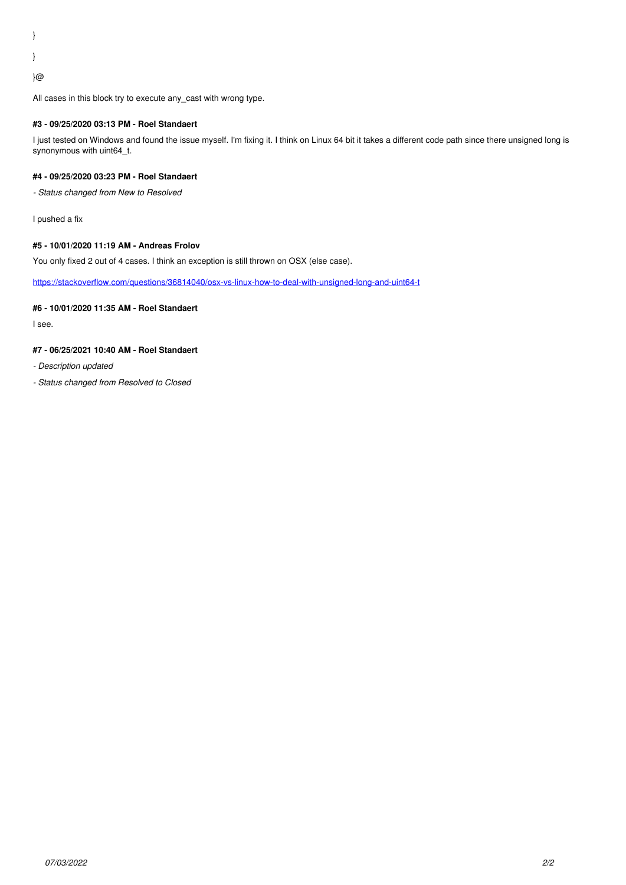}

}

}@

All cases in this block try to execute any_cast with wrong type.

#### #3 - 09/25/2020 03:13 PM - Roel Standaert

I just tested on Windows and found the issue myself. I'm fixing it. I think on Linux 64 bit it takes a different code path since there unsigned long is synonymous with uint64_t.

#### #4 - 09/25/2020 03:23 PM - Roel Standaert

*- Status changed from New to Resolved*

I pushed a fix

#### #5 - 10/01/2020 11:19 AM - Andreas Frolov

You only fixed 2 out of 4 cases. I think an exception is still thrown on OSX (else case).

https://stackoverflow.com/questions/36814040/osx-vs-linux-how-to-deal-with-unsigned-long-and-uint64-t

#### #6 - 10/01/2020 11:35 AM - Roel Standaert

I see.

#### #7 - 06/25/2021 10:40 AM - Roel Standaert

*- Description updated*

*- Status changed from Resolved to Closed*